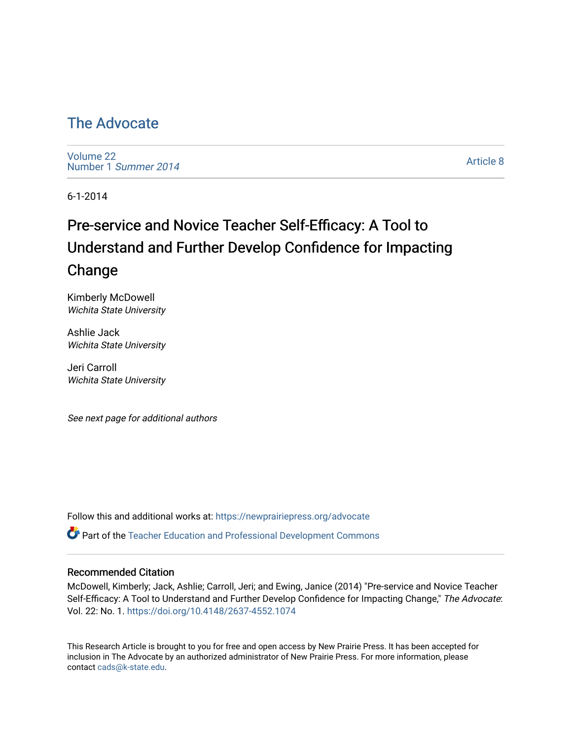# The Advocate

Volume 22
Number 1 *Summer 2014*

Article 8

6-1-2014

## Pre-service and Novice Teacher Self-Efficacy: A Tool to Understand and Further Develop Confidence for Impacting Change

Kimberly McDowell
*Wichita State University*

Ashlie Jack
*Wichita State University*

Jeri Carroll
*Wichita State University*

*See next page for additional authors*

Follow this and additional works at: https://newprairiepress.org/advocate

Part of the Teacher Education and Professional Development Commons

### Recommended Citation

McDowell, Kimberly; Jack, Ashlie; Carroll, Jeri; and Ewing, Janice (2014) "Pre-service and Novice Teacher Self-Efficacy: A Tool to Understand and Further Develop Confidence for Impacting Change," *The Advocate*: Vol. 22: No. 1. https://doi.org/10.4148/2637-4552.1074

This Research Article is brought to you for free and open access by New Prairie Press. It has been accepted for inclusion in The Advocate by an authorized administrator of New Prairie Press. For more information, please contact cads@k-state.edu.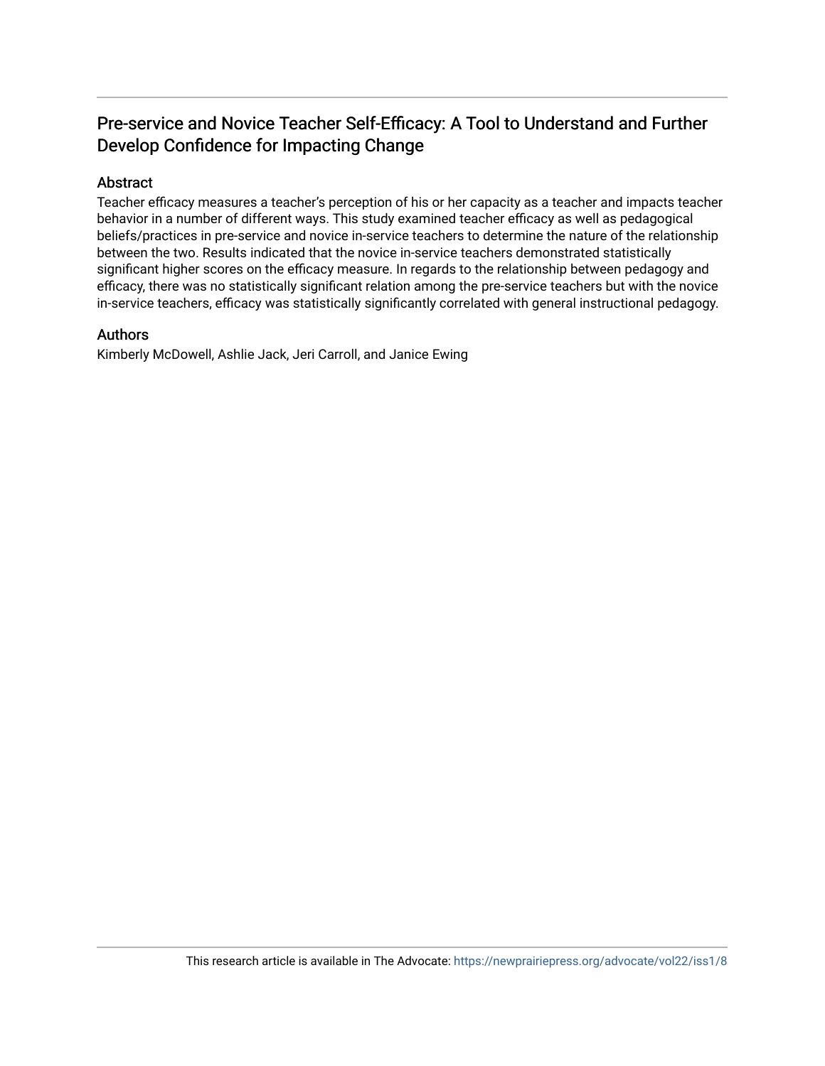# Pre-service and Novice Teacher Self-Efficacy: A Tool to Understand and Further Develop Confidence for Impacting Change

## Abstract

Teacher efficacy measures a teacher's perception of his or her capacity as a teacher and impacts teacher behavior in a number of different ways. This study examined teacher efficacy as well as pedagogical beliefs/practices in pre-service and novice in-service teachers to determine the nature of the relationship between the two. Results indicated that the novice in-service teachers demonstrated statistically significant higher scores on the efficacy measure. In regards to the relationship between pedagogy and efficacy, there was no statistically significant relation among the pre-service teachers but with the novice in-service teachers, efficacy was statistically significantly correlated with general instructional pedagogy.

## Authors

Kimberly McDowell, Ashlie Jack, Jeri Carroll, and Janice Ewing

This research article is available in The Advocate: https://newprairiepress.org/advocate/vol22/iss1/8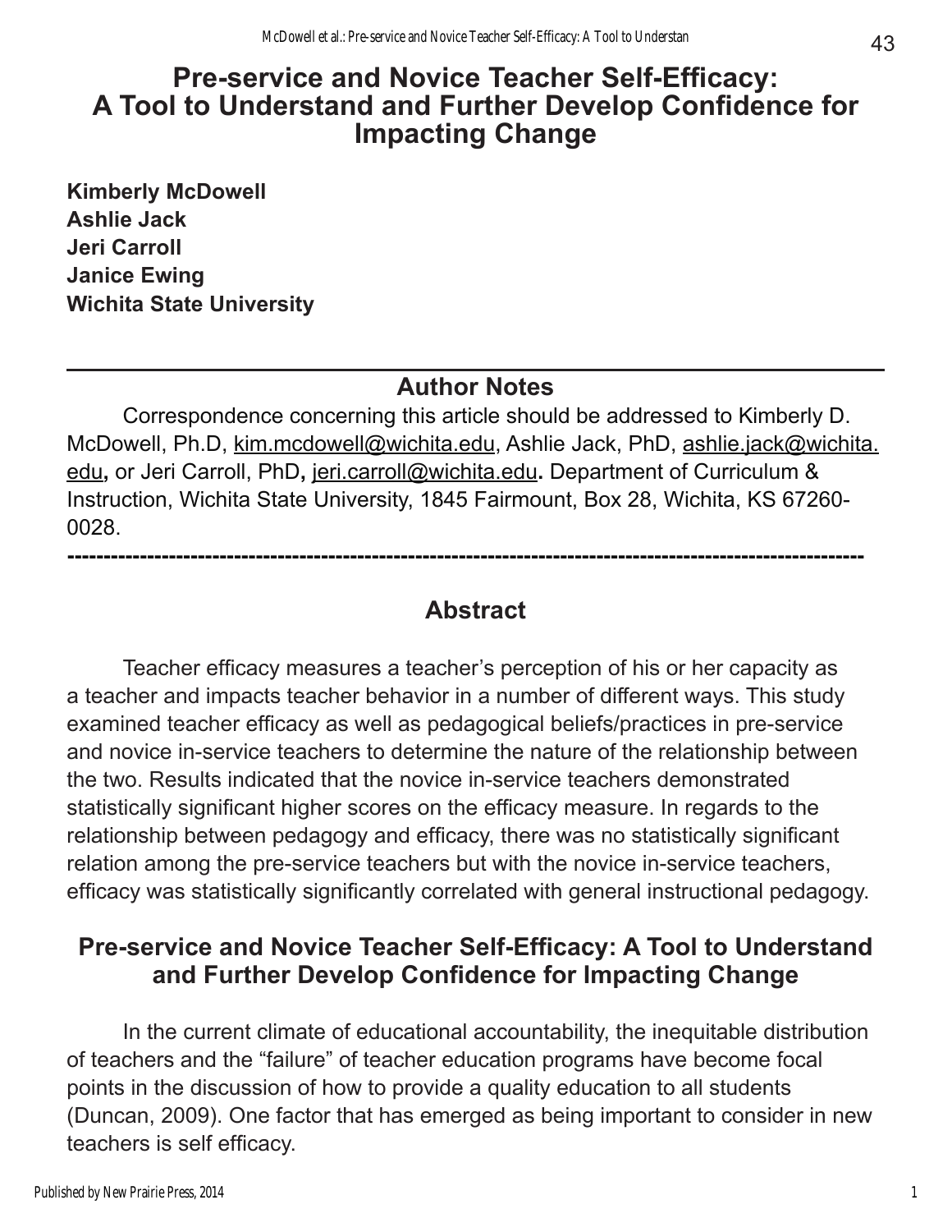# Pre-service and Novice Teacher Self-Efficacy: A Tool to Understand and Further Develop Confidence for Impacting Change

**Kimberly McDowell**
**Ashlie Jack**
**Jeri Carroll**
**Janice Ewing**
**Wichita State University**

---

## Author Notes

Correspondence concerning this article should be addressed to Kimberly D. McDowell, Ph.D, kim.mcdowell@wichita.edu, Ashlie Jack, PhD, ashlie.jack@wichita.edu**,** or Jeri Carroll, PhD**,** jeri.carroll@wichita.edu**.** Department of Curriculum & Instruction, Wichita State University, 1845 Fairmount, Box 28, Wichita, KS 67260-0028.

---

## Abstract

Teacher efficacy measures a teacher's perception of his or her capacity as a teacher and impacts teacher behavior in a number of different ways. This study examined teacher efficacy as well as pedagogical beliefs/practices in pre-service and novice in-service teachers to determine the nature of the relationship between the two. Results indicated that the novice in-service teachers demonstrated statistically significant higher scores on the efficacy measure. In regards to the relationship between pedagogy and efficacy, there was no statistically significant relation among the pre-service teachers but with the novice in-service teachers, efficacy was statistically significantly correlated with general instructional pedagogy.

## Pre-service and Novice Teacher Self-Efficacy: A Tool to Understand and Further Develop Confidence for Impacting Change

In the current climate of educational accountability, the inequitable distribution of teachers and the "failure" of teacher education programs have become focal points in the discussion of how to provide a quality education to all students (Duncan, 2009). One factor that has emerged as being important to consider in new teachers is self efficacy.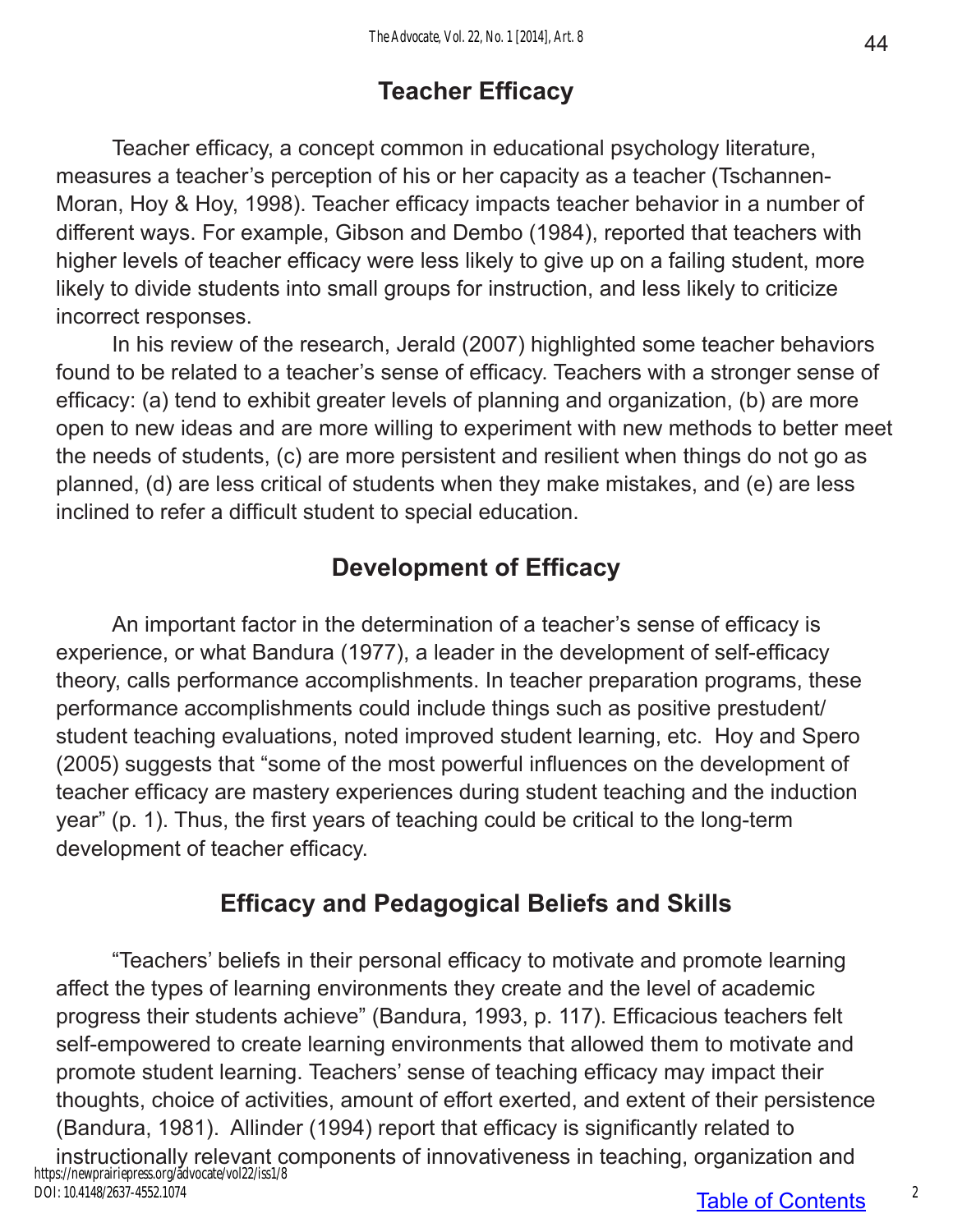## Teacher Efficacy

Teacher efficacy, a concept common in educational psychology literature, measures a teacher's perception of his or her capacity as a teacher (Tschannen-Moran, Hoy & Hoy, 1998). Teacher efficacy impacts teacher behavior in a number of different ways. For example, Gibson and Dembo (1984), reported that teachers with higher levels of teacher efficacy were less likely to give up on a failing student, more likely to divide students into small groups for instruction, and less likely to criticize incorrect responses.

In his review of the research, Jerald (2007) highlighted some teacher behaviors found to be related to a teacher's sense of efficacy. Teachers with a stronger sense of efficacy: (a) tend to exhibit greater levels of planning and organization, (b) are more open to new ideas and are more willing to experiment with new methods to better meet the needs of students, (c) are more persistent and resilient when things do not go as planned, (d) are less critical of students when they make mistakes, and (e) are less inclined to refer a difficult student to special education.

## Development of Efficacy

An important factor in the determination of a teacher's sense of efficacy is experience, or what Bandura (1977), a leader in the development of self-efficacy theory, calls performance accomplishments. In teacher preparation programs, these performance accomplishments could include things such as positive prestudent/student teaching evaluations, noted improved student learning, etc. Hoy and Spero (2005) suggests that "some of the most powerful influences on the development of teacher efficacy are mastery experiences during student teaching and the induction year" (p. 1). Thus, the first years of teaching could be critical to the long-term development of teacher efficacy.

## Efficacy and Pedagogical Beliefs and Skills

"Teachers' beliefs in their personal efficacy to motivate and promote learning affect the types of learning environments they create and the level of academic progress their students achieve" (Bandura, 1993, p. 117). Efficacious teachers felt self-empowered to create learning environments that allowed them to motivate and promote student learning. Teachers' sense of teaching efficacy may impact their thoughts, choice of activities, amount of effort exerted, and extent of their persistence (Bandura, 1981). Allinder (1994) report that efficacy is significantly related to instructionally relevant components of innovativeness in teaching, organization and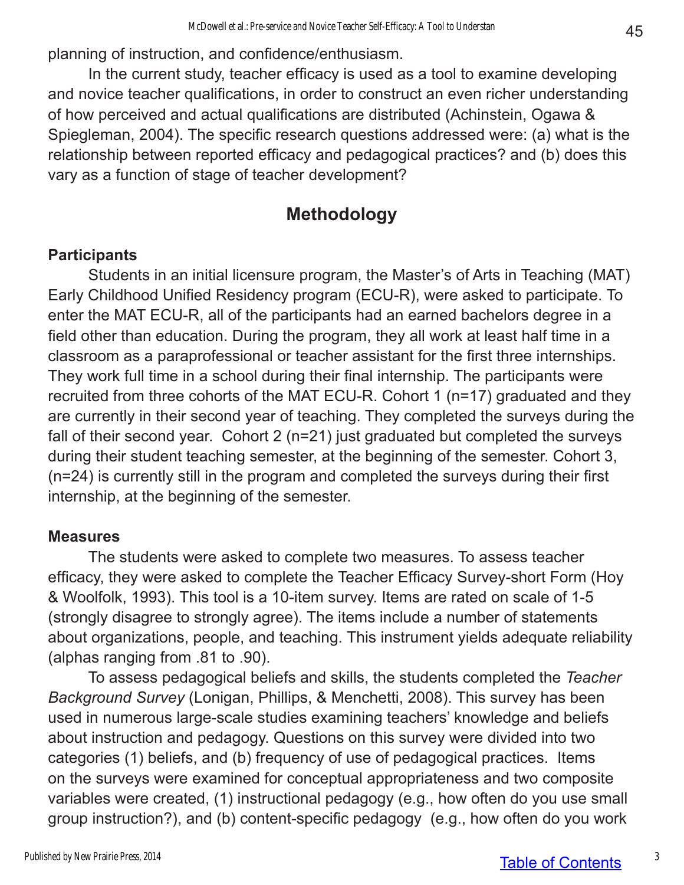planning of instruction, and confidence/enthusiasm.

In the current study, teacher efficacy is used as a tool to examine developing and novice teacher qualifications, in order to construct an even richer understanding of how perceived and actual qualifications are distributed (Achinstein, Ogawa & Spiegleman, 2004). The specific research questions addressed were: (a) what is the relationship between reported efficacy and pedagogical practices? and (b) does this vary as a function of stage of teacher development?

## Methodology

### Participants

Students in an initial licensure program, the Master's of Arts in Teaching (MAT) Early Childhood Unified Residency program (ECU-R), were asked to participate. To enter the MAT ECU-R, all of the participants had an earned bachelors degree in a field other than education. During the program, they all work at least half time in a classroom as a paraprofessional or teacher assistant for the first three internships. They work full time in a school during their final internship. The participants were recruited from three cohorts of the MAT ECU-R. Cohort 1 (n=17) graduated and they are currently in their second year of teaching. They completed the surveys during the fall of their second year. Cohort 2 (n=21) just graduated but completed the surveys during their student teaching semester, at the beginning of the semester. Cohort 3, (n=24) is currently still in the program and completed the surveys during their first internship, at the beginning of the semester.

### Measures

The students were asked to complete two measures. To assess teacher efficacy, they were asked to complete the Teacher Efficacy Survey-short Form (Hoy & Woolfolk, 1993). This tool is a 10-item survey. Items are rated on scale of 1-5 (strongly disagree to strongly agree). The items include a number of statements about organizations, people, and teaching. This instrument yields adequate reliability (alphas ranging from .81 to .90).

To assess pedagogical beliefs and skills, the students completed the *Teacher Background Survey* (Lonigan, Phillips, & Menchetti, 2008). This survey has been used in numerous large-scale studies examining teachers' knowledge and beliefs about instruction and pedagogy. Questions on this survey were divided into two categories (1) beliefs, and (b) frequency of use of pedagogical practices. Items on the surveys were examined for conceptual appropriateness and two composite variables were created, (1) instructional pedagogy (e.g., how often do you use small group instruction?), and (b) content-specific pedagogy (e.g., how often do you work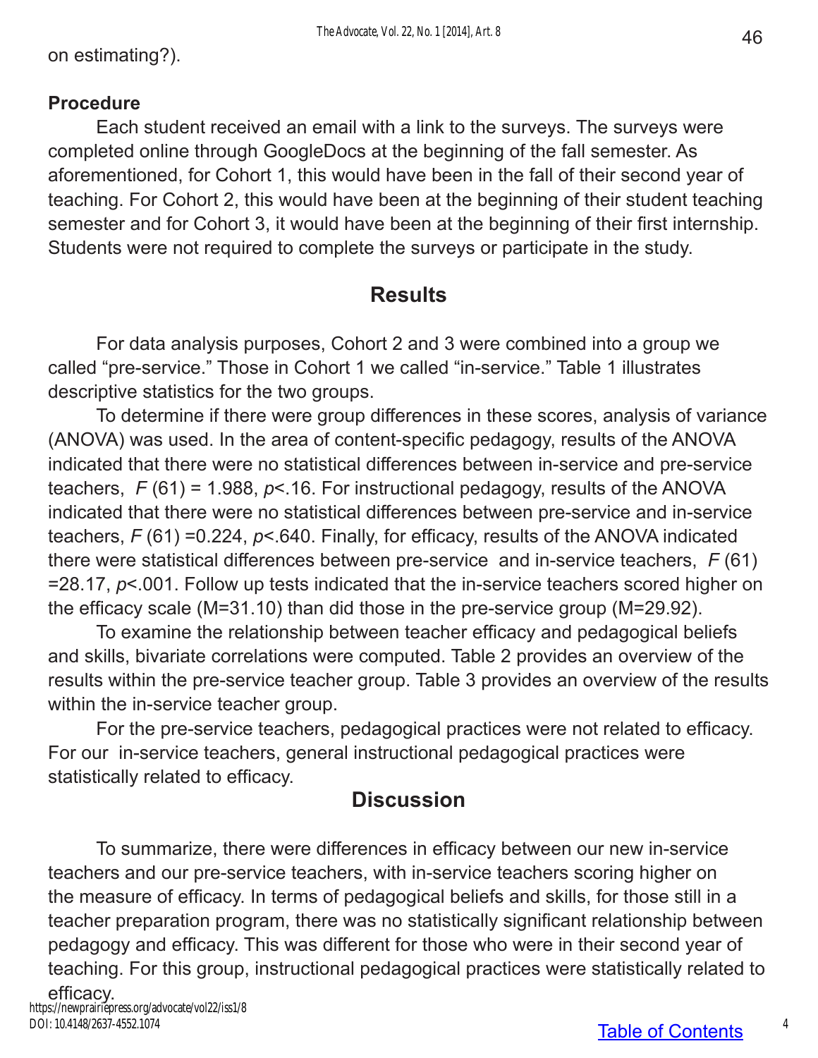on estimating?).

**Procedure**

Each student received an email with a link to the surveys. The surveys were completed online through GoogleDocs at the beginning of the fall semester. As aforementioned, for Cohort 1, this would have been in the fall of their second year of teaching. For Cohort 2, this would have been at the beginning of their student teaching semester and for Cohort 3, it would have been at the beginning of their first internship. Students were not required to complete the surveys or participate in the study.

## Results

For data analysis purposes, Cohort 2 and 3 were combined into a group we called "pre-service." Those in Cohort 1 we called "in-service." Table 1 illustrates descriptive statistics for the two groups.

To determine if there were group differences in these scores, analysis of variance (ANOVA) was used. In the area of content-specific pedagogy, results of the ANOVA indicated that there were no statistical differences between in-service and pre-service teachers, $F(61) = 1.988$, $p<.16$. For instructional pedagogy, results of the ANOVA indicated that there were no statistical differences between pre-service and in-service teachers, $F(61) = 0.224$, $p<.640$. Finally, for efficacy, results of the ANOVA indicated there were statistical differences between pre-service and in-service teachers, $F(61) = 28.17$, $p<.001$. Follow up tests indicated that the in-service teachers scored higher on the efficacy scale (M=31.10) than did those in the pre-service group (M=29.92).

To examine the relationship between teacher efficacy and pedagogical beliefs and skills, bivariate correlations were computed. Table 2 provides an overview of the results within the pre-service teacher group. Table 3 provides an overview of the results within the in-service teacher group.

For the pre-service teachers, pedagogical practices were not related to efficacy. For our in-service teachers, general instructional pedagogical practices were statistically related to efficacy.

## Discussion

To summarize, there were differences in efficacy between our new in-service teachers and our pre-service teachers, with in-service teachers scoring higher on the measure of efficacy. In terms of pedagogical beliefs and skills, for those still in a teacher preparation program, there was no statistically significant relationship between pedagogy and efficacy. This was different for those who were in their second year of teaching. For this group, instructional pedagogical practices were statistically related to efficacy.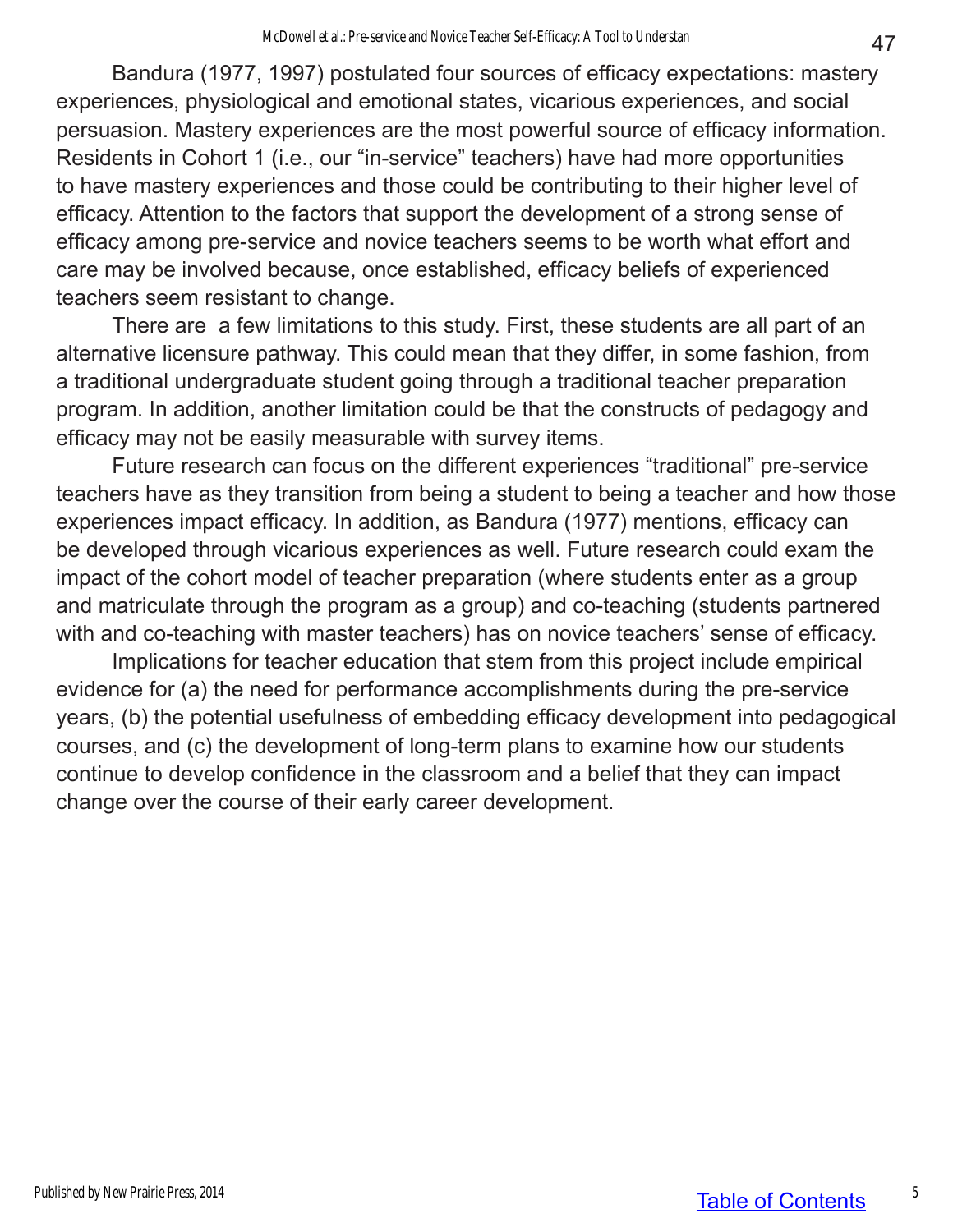Bandura (1977, 1997) postulated four sources of efficacy expectations: mastery experiences, physiological and emotional states, vicarious experiences, and social persuasion. Mastery experiences are the most powerful source of efficacy information. Residents in Cohort 1 (i.e., our "in-service" teachers) have had more opportunities to have mastery experiences and those could be contributing to their higher level of efficacy. Attention to the factors that support the development of a strong sense of efficacy among pre-service and novice teachers seems to be worth what effort and care may be involved because, once established, efficacy beliefs of experienced teachers seem resistant to change.

There are a few limitations to this study. First, these students are all part of an alternative licensure pathway. This could mean that they differ, in some fashion, from a traditional undergraduate student going through a traditional teacher preparation program. In addition, another limitation could be that the constructs of pedagogy and efficacy may not be easily measurable with survey items.

Future research can focus on the different experiences "traditional" pre-service teachers have as they transition from being a student to being a teacher and how those experiences impact efficacy. In addition, as Bandura (1977) mentions, efficacy can be developed through vicarious experiences as well. Future research could exam the impact of the cohort model of teacher preparation (where students enter as a group and matriculate through the program as a group) and co-teaching (students partnered with and co-teaching with master teachers) has on novice teachers' sense of efficacy.

Implications for teacher education that stem from this project include empirical evidence for (a) the need for performance accomplishments during the pre-service years, (b) the potential usefulness of embedding efficacy development into pedagogical courses, and (c) the development of long-term plans to examine how our students continue to develop confidence in the classroom and a belief that they can impact change over the course of their early career development.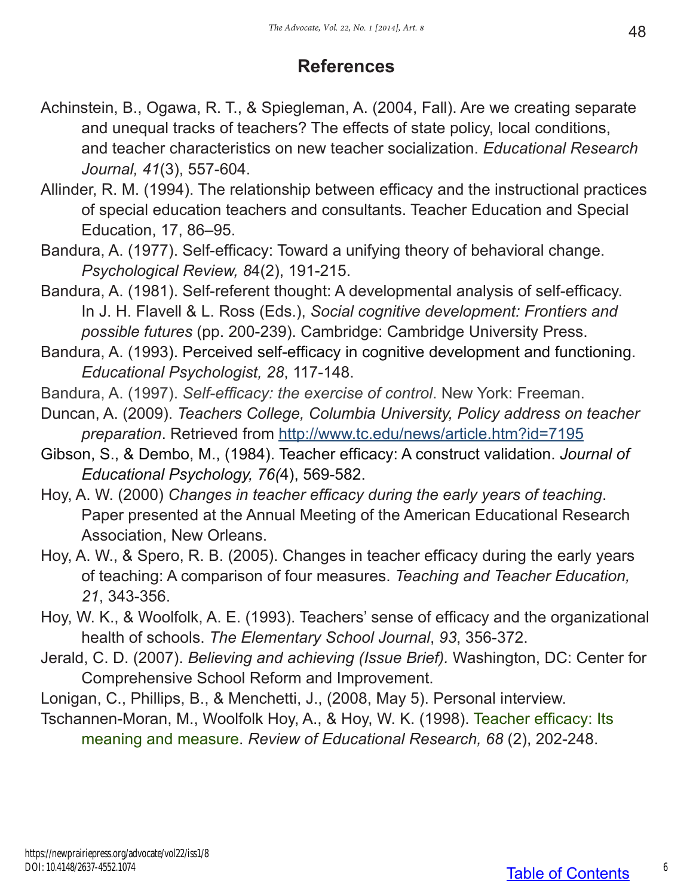## References

Achinstein, B., Ogawa, R. T., & Spiegleman, A. (2004, Fall). Are we creating separate and unequal tracks of teachers? The effects of state policy, local conditions, and teacher characteristics on new teacher socialization. *Educational Research Journal, 41*(3), 557-604.

Allinder, R. M. (1994). The relationship between efficacy and the instructional practices of special education teachers and consultants. Teacher Education and Special Education, 17, 86–95.

Bandura, A. (1977). Self-efficacy: Toward a unifying theory of behavioral change. *Psychological Review, 8*4(2), 191-215.

Bandura, A. (1981). Self-referent thought: A developmental analysis of self-efficacy. In J. H. Flavell & L. Ross (Eds.), *Social cognitive development: Frontiers and possible futures* (pp. 200-239). Cambridge: Cambridge University Press.

Bandura, A. (1993). Perceived self-efficacy in cognitive development and functioning. *Educational Psychologist, 28*, 117-148.

Bandura, A. (1997). *Self-efficacy: the exercise of control*. New York: Freeman.

Duncan, A. (2009). *Teachers College, Columbia University, Policy address on teacher preparation*. Retrieved from http://www.tc.edu/news/article.htm?id=7195

Gibson, S., & Dembo, M., (1984). Teacher efficacy: A construct validation. *Journal of Educational Psychology, 76(*4), 569-582.

Hoy, A. W. (2000) *Changes in teacher efficacy during the early years of teaching*. Paper presented at the Annual Meeting of the American Educational Research Association, New Orleans.

Hoy, A. W., & Spero, R. B. (2005). Changes in teacher efficacy during the early years of teaching: A comparison of four measures. *Teaching and Teacher Education, 21*, 343-356.

Hoy, W. K., & Woolfolk, A. E. (1993). Teachers' sense of efficacy and the organizational health of schools. *The Elementary School Journal*, *93*, 356-372.

Jerald, C. D. (2007). *Believing and achieving (Issue Brief).* Washington, DC: Center for Comprehensive School Reform and Improvement.

Lonigan, C., Phillips, B., & Menchetti, J., (2008, May 5). Personal interview.

Tschannen-Moran, M., Woolfolk Hoy, A., & Hoy, W. K. (1998). Teacher efficacy: Its meaning and measure. *Review of Educational Research, 68* (2), 202-248.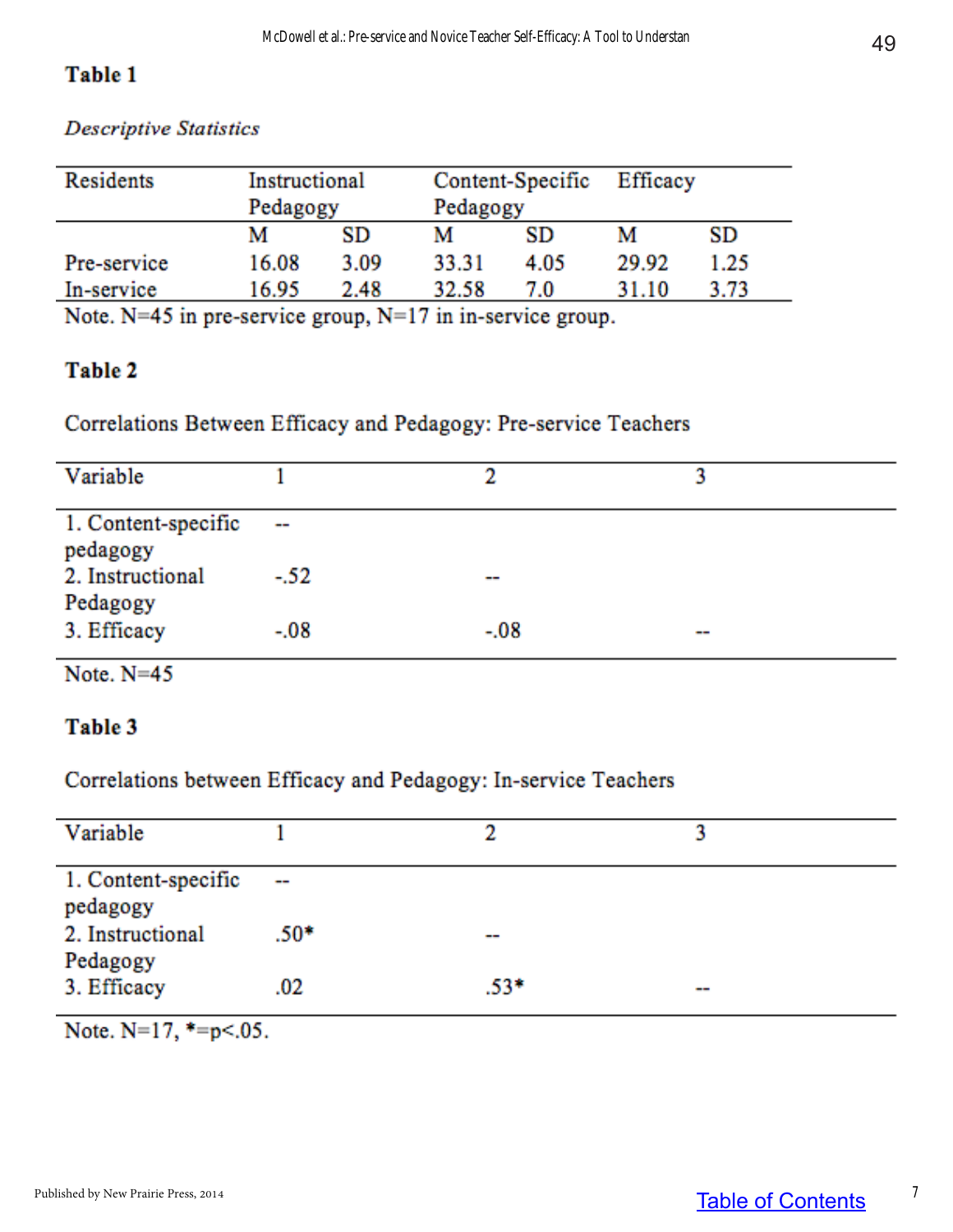**Table 1**

*Descriptive Statistics*

| Residents | Instructional Pedagogy | | Content-Specific Pedagogy | | Efficacy | |
|---|---|---|---|---|---|---|
| | M | SD | M | SD | M | SD |
| Pre-service | 16.08 | 3.09 | 33.31 | 4.05 | 29.92 | 1.25 |
| In-service | 16.95 | 2.48 | 32.58 | 7.0 | 31.10 | 3.73 |

Note. N=45 in pre-service group, N=17 in in-service group.

**Table 2**

Correlations Between Efficacy and Pedagogy: Pre-service Teachers

| Variable | 1 | 2 | 3 |
|---|---|---|---|
| 1. Content-specific pedagogy | -- | | |
| 2. Instructional Pedagogy | -.52 | -- | |
| 3. Efficacy | -.08 | -.08 | -- |

Note. N=45

**Table 3**

Correlations between Efficacy and Pedagogy: In-service Teachers

| Variable | 1 | 2 | 3 |
|---|---|---|---|
| 1. Content-specific pedagogy | -- | | |
| 2. Instructional Pedagogy | .50* | -- | |
| 3. Efficacy | .02 | .53* | -- |

Note. N=17, *=$p<.05$.